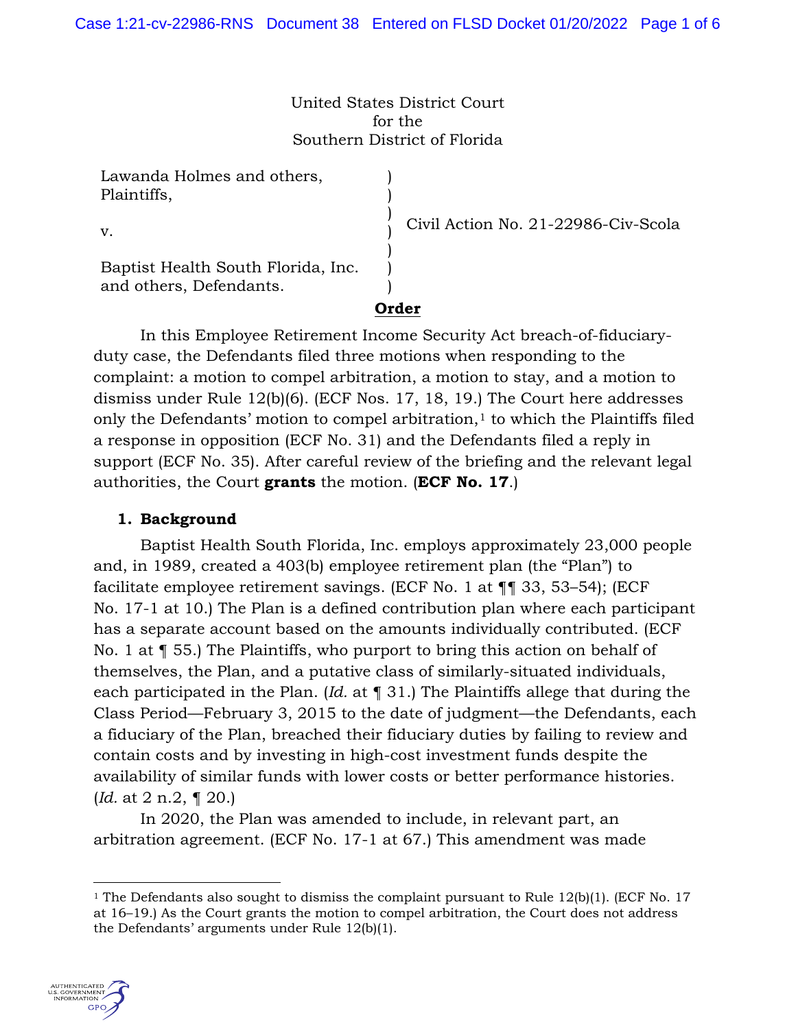United States District Court
for the
Southern District of Florida

| | | |
|---|---|---|
| Lawanda Holmes and others, Plaintiffs, | ) | |
| v. | ) | Civil Action No. 21-22986-Civ-Scola |
| Baptist Health South Florida, Inc. and others, Defendants. | ) | |

**Order**

In this Employee Retirement Income Security Act breach-of-fiduciary-duty case, the Defendants filed three motions when responding to the complaint: a motion to compel arbitration, a motion to stay, and a motion to dismiss under Rule 12(b)(6). (ECF Nos. 17, 18, 19.) The Court here addresses only the Defendants' motion to compel arbitration,[1] to which the Plaintiffs filed a response in opposition (ECF No. 31) and the Defendants filed a reply in support (ECF No. 35). After careful review of the briefing and the relevant legal authorities, the Court **grants** the motion. (**ECF No. 17**.)

**1. Background**

Baptist Health South Florida, Inc. employs approximately 23,000 people and, in 1989, created a 403(b) employee retirement plan (the "Plan") to facilitate employee retirement savings. (ECF No. 1 at ¶¶ 33, 53–54); (ECF No. 17-1 at 10.) The Plan is a defined contribution plan where each participant has a separate account based on the amounts individually contributed. (ECF No. 1 at ¶ 55.) The Plaintiffs, who purport to bring this action on behalf of themselves, the Plan, and a putative class of similarly-situated individuals, each participated in the Plan. (*Id.* at ¶ 31.) The Plaintiffs allege that during the Class Period—February 3, 2015 to the date of judgment—the Defendants, each a fiduciary of the Plan, breached their fiduciary duties by failing to review and contain costs and by investing in high-cost investment funds despite the availability of similar funds with lower costs or better performance histories. (*Id.* at 2 n.2, ¶ 20.)

In 2020, the Plan was amended to include, in relevant part, an arbitration agreement. (ECF No. 17-1 at 67.) This amendment was made

[1] The Defendants also sought to dismiss the complaint pursuant to Rule 12(b)(1). (ECF No. 17 at 16–19.) As the Court grants the motion to compel arbitration, the Court does not address the Defendants' arguments under Rule 12(b)(1).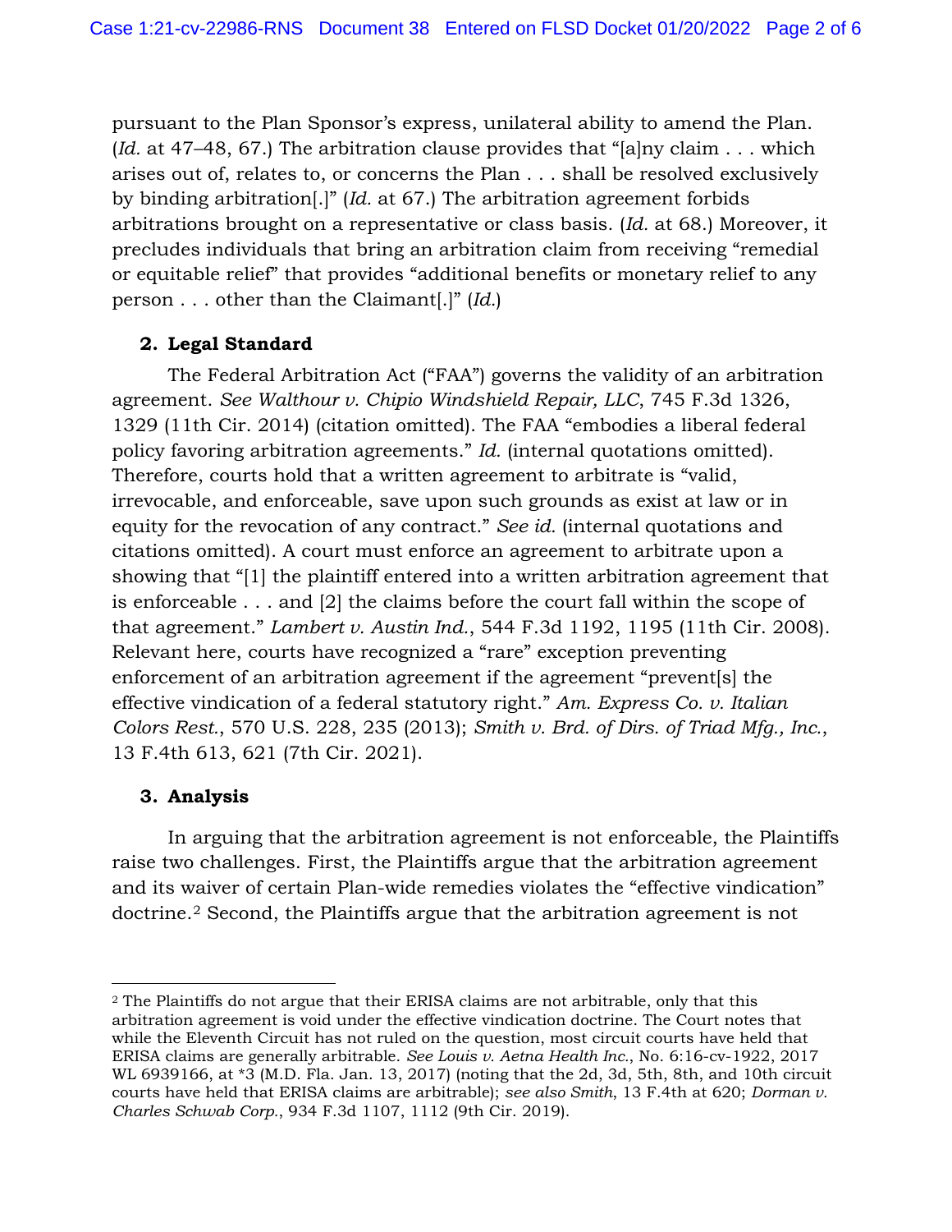pursuant to the Plan Sponsor's express, unilateral ability to amend the Plan. (*Id.* at 47–48, 67.) The arbitration clause provides that "[a]ny claim . . . which arises out of, relates to, or concerns the Plan . . . shall be resolved exclusively by binding arbitration[.]" (*Id.* at 67.) The arbitration agreement forbids arbitrations brought on a representative or class basis. (*Id.* at 68.) Moreover, it precludes individuals that bring an arbitration claim from receiving "remedial or equitable relief" that provides "additional benefits or monetary relief to any person . . . other than the Claimant[.]" (*Id.*)

## 2. Legal Standard

The Federal Arbitration Act ("FAA") governs the validity of an arbitration agreement. *See Walthour v. Chipio Windshield Repair, LLC*, 745 F.3d 1326, 1329 (11th Cir. 2014) (citation omitted). The FAA "embodies a liberal federal policy favoring arbitration agreements." *Id.* (internal quotations omitted). Therefore, courts hold that a written agreement to arbitrate is "valid, irrevocable, and enforceable, save upon such grounds as exist at law or in equity for the revocation of any contract." *See id.* (internal quotations and citations omitted). A court must enforce an agreement to arbitrate upon a showing that "[1] the plaintiff entered into a written arbitration agreement that is enforceable . . . and [2] the claims before the court fall within the scope of that agreement." *Lambert v. Austin Ind.*, 544 F.3d 1192, 1195 (11th Cir. 2008). Relevant here, courts have recognized a "rare" exception preventing enforcement of an arbitration agreement if the agreement "prevent[s] the effective vindication of a federal statutory right." *Am. Express Co. v. Italian Colors Rest.*, 570 U.S. 228, 235 (2013); *Smith v. Brd. of Dirs. of Triad Mfg., Inc.*, 13 F.4th 613, 621 (7th Cir. 2021).

## 3. Analysis

In arguing that the arbitration agreement is not enforceable, the Plaintiffs raise two challenges. First, the Plaintiffs argue that the arbitration agreement and its waiver of certain Plan-wide remedies violates the "effective vindication" doctrine.[2] Second, the Plaintiffs argue that the arbitration agreement is not

---

[2] The Plaintiffs do not argue that their ERISA claims are not arbitrable, only that this arbitration agreement is void under the effective vindication doctrine. The Court notes that while the Eleventh Circuit has not ruled on the question, most circuit courts have held that ERISA claims are generally arbitrable. *See Louis v. Aetna Health Inc.*, No. 6:16-cv-1922, 2017 WL 6939166, at \*3 (M.D. Fla. Jan. 13, 2017) (noting that the 2d, 3d, 5th, 8th, and 10th circuit courts have held that ERISA claims are arbitrable); *see also Smith*, 13 F.4th at 620; *Dorman v. Charles Schwab Corp.*, 934 F.3d 1107, 1112 (9th Cir. 2019).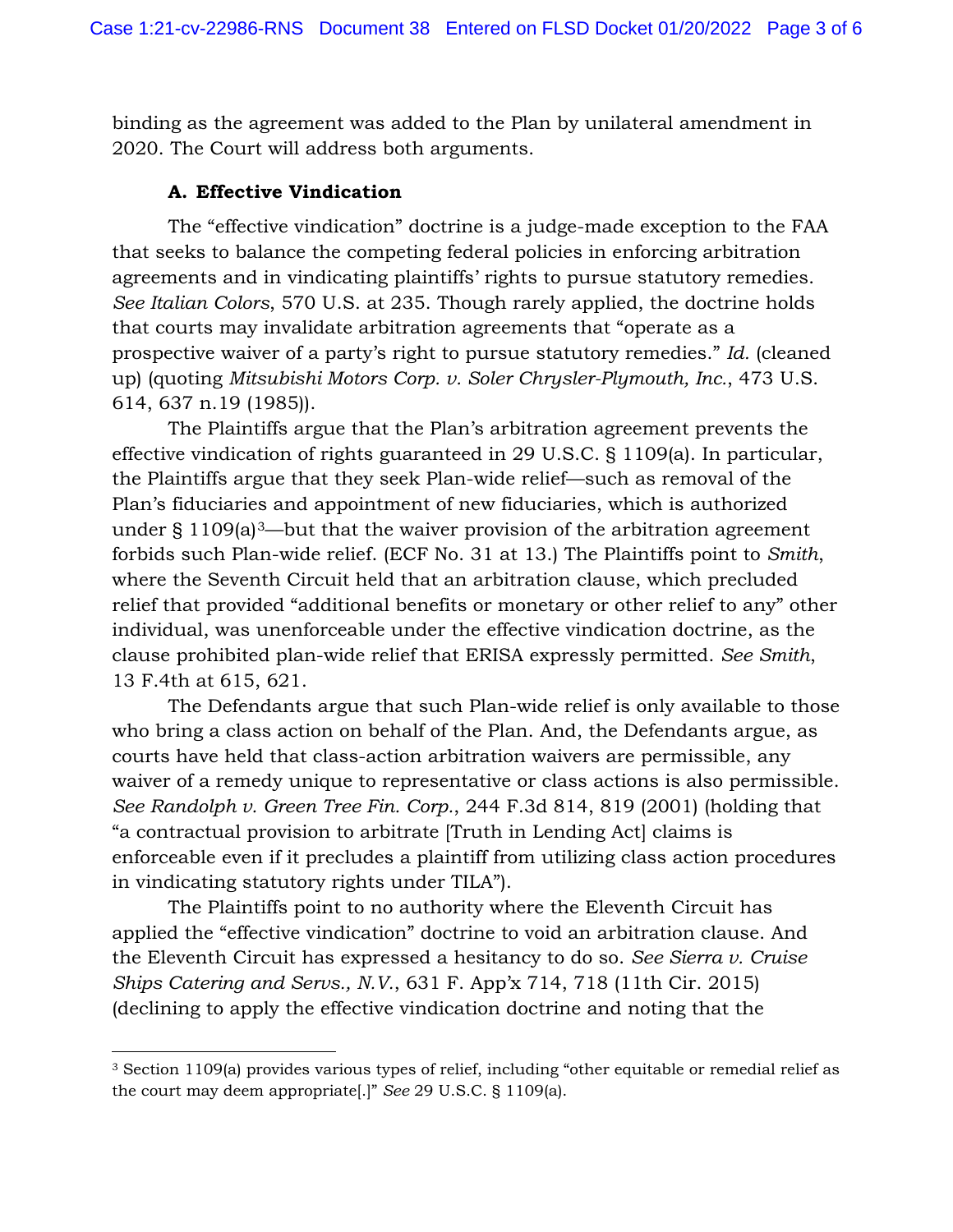binding as the agreement was added to the Plan by unilateral amendment in 2020. The Court will address both arguments.

### A. Effective Vindication

The "effective vindication" doctrine is a judge-made exception to the FAA that seeks to balance the competing federal policies in enforcing arbitration agreements and in vindicating plaintiffs' rights to pursue statutory remedies. *See Italian Colors*, 570 U.S. at 235. Though rarely applied, the doctrine holds that courts may invalidate arbitration agreements that "operate as a prospective waiver of a party's right to pursue statutory remedies." *Id.* (cleaned up) (quoting *Mitsubishi Motors Corp. v. Soler Chrysler-Plymouth, Inc.*, 473 U.S. 614, 637 n.19 (1985)).

The Plaintiffs argue that the Plan's arbitration agreement prevents the effective vindication of rights guaranteed in 29 U.S.C. § 1109(a). In particular, the Plaintiffs argue that they seek Plan-wide relief—such as removal of the Plan's fiduciaries and appointment of new fiduciaries, which is authorized under § 1109(a)[3]—but that the waiver provision of the arbitration agreement forbids such Plan-wide relief. (ECF No. 31 at 13.) The Plaintiffs point to *Smith*, where the Seventh Circuit held that an arbitration clause, which precluded relief that provided "additional benefits or monetary or other relief to any" other individual, was unenforceable under the effective vindication doctrine, as the clause prohibited plan-wide relief that ERISA expressly permitted. *See Smith*, 13 F.4th at 615, 621.

The Defendants argue that such Plan-wide relief is only available to those who bring a class action on behalf of the Plan. And, the Defendants argue, as courts have held that class-action arbitration waivers are permissible, any waiver of a remedy unique to representative or class actions is also permissible. *See Randolph v. Green Tree Fin. Corp.*, 244 F.3d 814, 819 (2001) (holding that "a contractual provision to arbitrate [Truth in Lending Act] claims is enforceable even if it precludes a plaintiff from utilizing class action procedures in vindicating statutory rights under TILA").

The Plaintiffs point to no authority where the Eleventh Circuit has applied the "effective vindication" doctrine to void an arbitration clause. And the Eleventh Circuit has expressed a hesitancy to do so. *See Sierra v. Cruise Ships Catering and Servs., N.V.*, 631 F. App'x 714, 718 (11th Cir. 2015) (declining to apply the effective vindication doctrine and noting that the

---

[3] Section 1109(a) provides various types of relief, including "other equitable or remedial relief as the court may deem appropriate[.]" *See* 29 U.S.C. § 1109(a).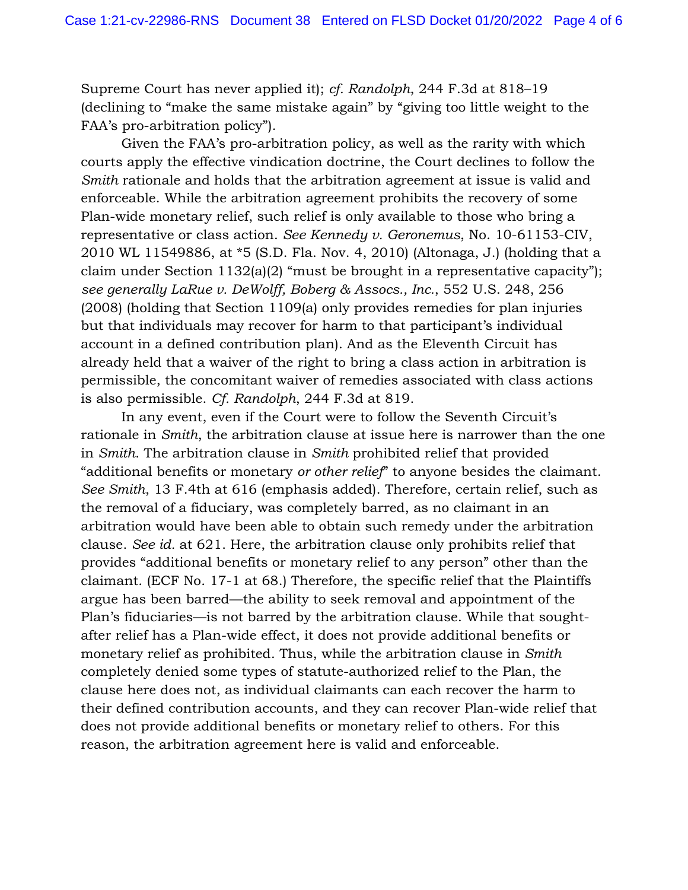Supreme Court has never applied it); *cf. Randolph*, 244 F.3d at 818–19 (declining to "make the same mistake again" by "giving too little weight to the FAA's pro-arbitration policy").

Given the FAA's pro-arbitration policy, as well as the rarity with which courts apply the effective vindication doctrine, the Court declines to follow the *Smith* rationale and holds that the arbitration agreement at issue is valid and enforceable. While the arbitration agreement prohibits the recovery of some Plan-wide monetary relief, such relief is only available to those who bring a representative or class action. *See Kennedy v. Geronemus*, No. 10-61153-CIV, 2010 WL 11549886, at *5 (S.D. Fla. Nov. 4, 2010) (Altonaga, J.) (holding that a claim under Section 1132(a)(2) "must be brought in a representative capacity"); *see generally LaRue v. DeWolff, Boberg & Assocs., Inc.*, 552 U.S. 248, 256 (2008) (holding that Section 1109(a) only provides remedies for plan injuries but that individuals may recover for harm to that participant's individual account in a defined contribution plan). And as the Eleventh Circuit has already held that a waiver of the right to bring a class action in arbitration is permissible, the concomitant waiver of remedies associated with class actions is also permissible. *Cf. Randolph*, 244 F.3d at 819.

In any event, even if the Court were to follow the Seventh Circuit's rationale in *Smith*, the arbitration clause at issue here is narrower than the one in *Smith*. The arbitration clause in *Smith* prohibited relief that provided "additional benefits or monetary *or other relief*" to anyone besides the claimant. *See Smith*, 13 F.4th at 616 (emphasis added). Therefore, certain relief, such as the removal of a fiduciary, was completely barred, as no claimant in an arbitration would have been able to obtain such remedy under the arbitration clause. *See id.* at 621. Here, the arbitration clause only prohibits relief that provides "additional benefits or monetary relief to any person" other than the claimant. (ECF No. 17-1 at 68.) Therefore, the specific relief that the Plaintiffs argue has been barred—the ability to seek removal and appointment of the Plan's fiduciaries—is not barred by the arbitration clause. While that sought-after relief has a Plan-wide effect, it does not provide additional benefits or monetary relief as prohibited. Thus, while the arbitration clause in *Smith* completely denied some types of statute-authorized relief to the Plan, the clause here does not, as individual claimants can each recover the harm to their defined contribution accounts, and they can recover Plan-wide relief that does not provide additional benefits or monetary relief to others. For this reason, the arbitration agreement here is valid and enforceable.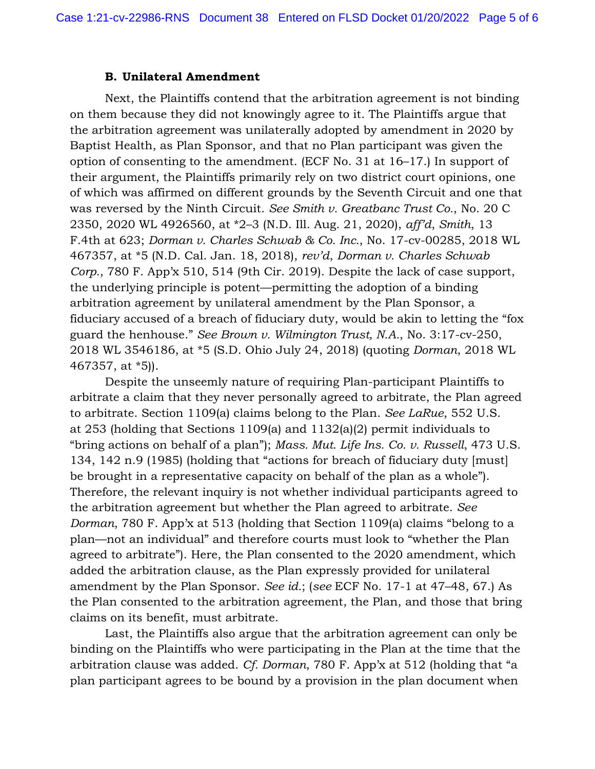### B. Unilateral Amendment

Next, the Plaintiffs contend that the arbitration agreement is not binding on them because they did not knowingly agree to it. The Plaintiffs argue that the arbitration agreement was unilaterally adopted by amendment in 2020 by Baptist Health, as Plan Sponsor, and that no Plan participant was given the option of consenting to the amendment. (ECF No. 31 at 16–17.) In support of their argument, the Plaintiffs primarily rely on two district court opinions, one of which was affirmed on different grounds by the Seventh Circuit and one that was reversed by the Ninth Circuit. *See Smith v. Greatbanc Trust Co.*, No. 20 C 2350, 2020 WL 4926560, at *2–3 (N.D. Ill. Aug. 21, 2020), *aff'd*, *Smith*, 13 F.4th at 623; *Dorman v. Charles Schwab & Co. Inc.*, No. 17-cv-00285, 2018 WL 467357, at *5 (N.D. Cal. Jan. 18, 2018), *rev'd*, *Dorman v. Charles Schwab Corp.*, 780 F. App'x 510, 514 (9th Cir. 2019). Despite the lack of case support, the underlying principle is potent—permitting the adoption of a binding arbitration agreement by unilateral amendment by the Plan Sponsor, a fiduciary accused of a breach of fiduciary duty, would be akin to letting the "fox guard the henhouse." *See Brown v. Wilmington Trust, N.A.*, No. 3:17-cv-250, 2018 WL 3546186, at *5 (S.D. Ohio July 24, 2018) (quoting *Dorman*, 2018 WL 467357, at *5)).

Despite the unseemly nature of requiring Plan-participant Plaintiffs to arbitrate a claim that they never personally agreed to arbitrate, the Plan agreed to arbitrate. Section 1109(a) claims belong to the Plan. *See LaRue*, 552 U.S. at 253 (holding that Sections 1109(a) and 1132(a)(2) permit individuals to "bring actions on behalf of a plan"); *Mass. Mut. Life Ins. Co. v. Russell*, 473 U.S. 134, 142 n.9 (1985) (holding that "actions for breach of fiduciary duty [must] be brought in a representative capacity on behalf of the plan as a whole"). Therefore, the relevant inquiry is not whether individual participants agreed to the arbitration agreement but whether the Plan agreed to arbitrate. *See Dorman*, 780 F. App'x at 513 (holding that Section 1109(a) claims "belong to a plan—not an individual" and therefore courts must look to "whether the Plan agreed to arbitrate"). Here, the Plan consented to the 2020 amendment, which added the arbitration clause, as the Plan expressly provided for unilateral amendment by the Plan Sponsor. *See id.*; (*see* ECF No. 17-1 at 47–48, 67.) As the Plan consented to the arbitration agreement, the Plan, and those that bring claims on its benefit, must arbitrate.

Last, the Plaintiffs also argue that the arbitration agreement can only be binding on the Plaintiffs who were participating in the Plan at the time that the arbitration clause was added. *Cf. Dorman*, 780 F. App'x at 512 (holding that "a plan participant agrees to be bound by a provision in the plan document when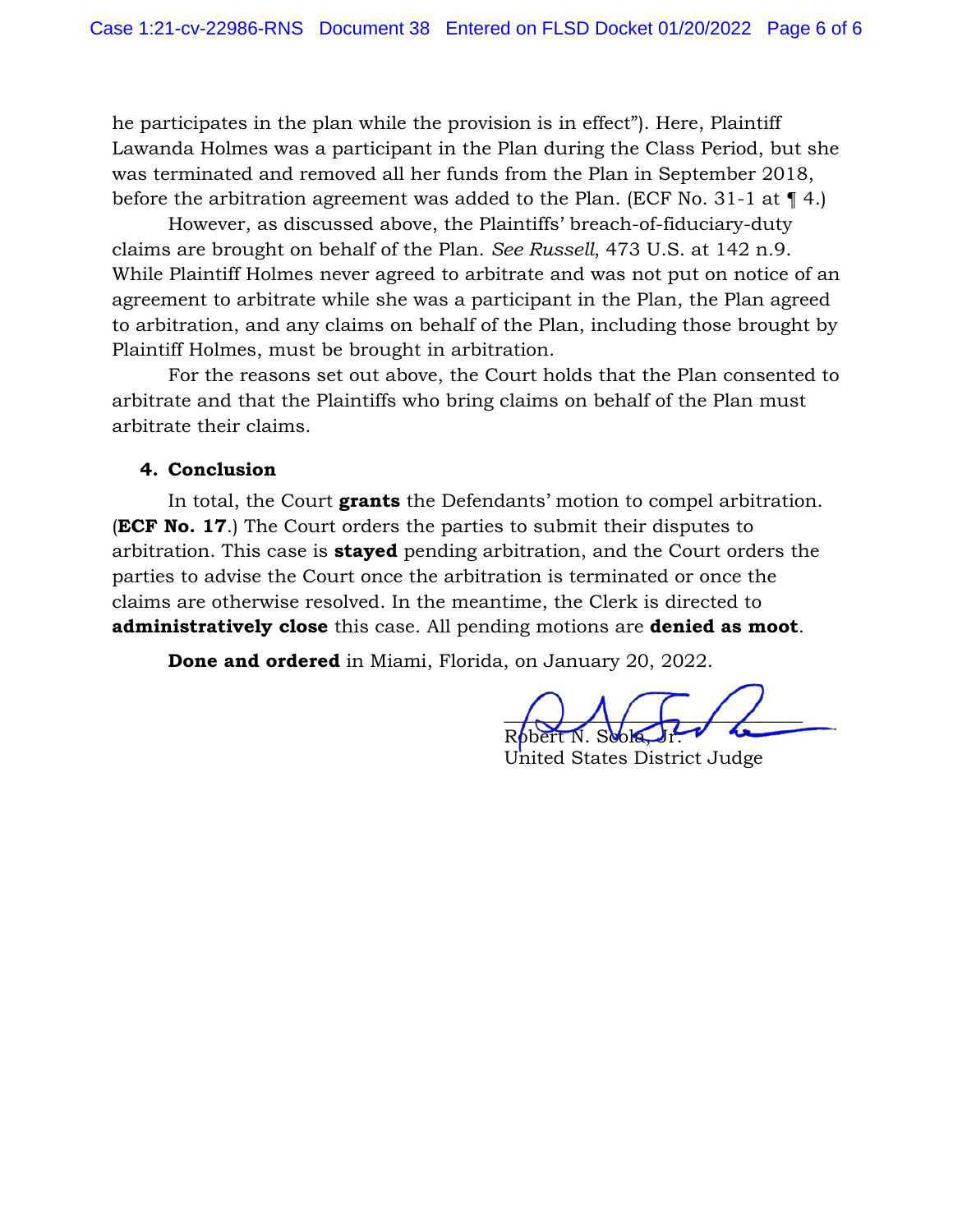he participates in the plan while the provision is in effect”). Here, Plaintiff Lawanda Holmes was a participant in the Plan during the Class Period, but she was terminated and removed all her funds from the Plan in September 2018, before the arbitration agreement was added to the Plan. (ECF No. 31-1 at ¶ 4.)

However, as discussed above, the Plaintiffs’ breach-of-fiduciary-duty claims are brought on behalf of the Plan. *See Russell*, 473 U.S. at 142 n.9. While Plaintiff Holmes never agreed to arbitrate and was not put on notice of an agreement to arbitrate while she was a participant in the Plan, the Plan agreed to arbitration, and any claims on behalf of the Plan, including those brought by Plaintiff Holmes, must be brought in arbitration.

For the reasons set out above, the Court holds that the Plan consented to arbitrate and that the Plaintiffs who bring claims on behalf of the Plan must arbitrate their claims.

### 4. Conclusion

In total, the Court **grants** the Defendants’ motion to compel arbitration. (**ECF No. 17**.) The Court orders the parties to submit their disputes to arbitration. This case is **stayed** pending arbitration, and the Court orders the parties to advise the Court once the arbitration is terminated or once the claims are otherwise resolved. In the meantime, the Clerk is directed to **administratively close** this case. All pending motions are **denied as moot**.

**Done and ordered** in Miami, Florida, on January 20, 2022.

Robert N. Scola, Jr.
United States District Judge